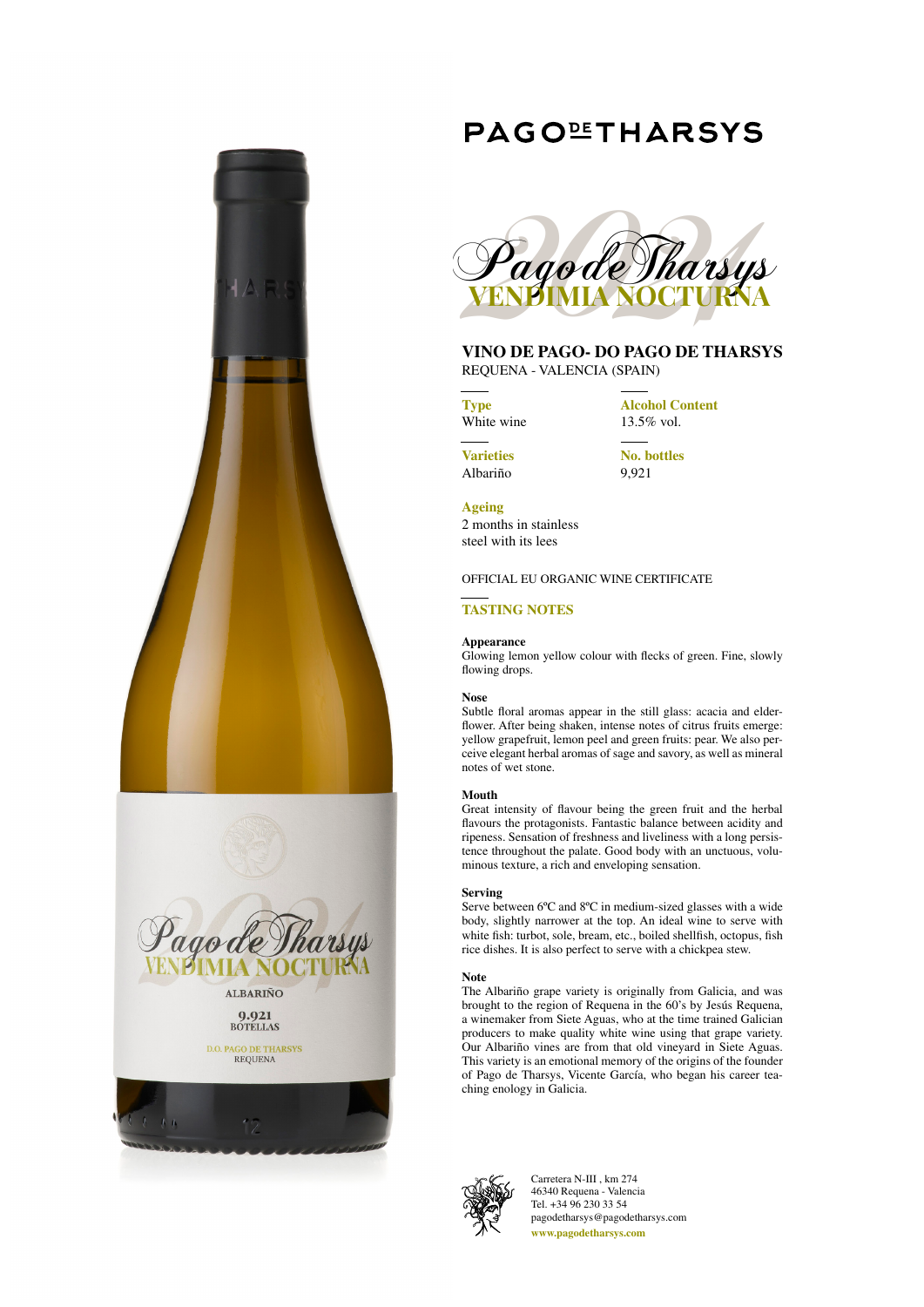# PAGO DE THARSYS

## Pago de Tharsys 2021 VENDIMIA NOCTURNA

### VINO DE PAGO- DO PAGO DE THARSYS

REQUENA - VALENCIA (SPAIN)

**Type**
White wine

**Alcohol Content**
13.5% vol.

**Varieties**
Albariño

**No. bottles**
9,921

**Ageing**
2 months in stainless steel with its lees

OFFICIAL EU ORGANIC WINE CERTIFICATE

### TASTING NOTES

**Appearance**

Glowing lemon yellow colour with flecks of green. Fine, slowly flowing drops.

**Nose**

Subtle floral aromas appear in the still glass: acacia and elderflower. After being shaken, intense notes of citrus fruits emerge: yellow grapefruit, lemon peel and green fruits: pear. We also perceive elegant herbal aromas of sage and savory, as well as mineral notes of wet stone.

**Mouth**

Great intensity of flavour being the green fruit and the herbal flavours the protagonists. Fantastic balance between acidity and ripeness. Sensation of freshness and liveliness with a long persistence throughout the palate. Good body with an unctuous, voluminous texture, a rich and enveloping sensation.

**Serving**

Serve between 6ºC and 8ºC in medium-sized glasses with a wide body, slightly narrower at the top. An ideal wine to serve with white fish: turbot, sole, bream, etc., boiled shellfish, octopus, fish rice dishes. It is also perfect to serve with a chickpea stew.

**Note**

The Albariño grape variety is originally from Galicia, and was brought to the region of Requena in the 60's by Jesús Requena, a winemaker from Siete Aguas, who at the time trained Galician producers to make quality white wine using that grape variety. Our Albariño vines are from that old vineyard in Siete Aguas. This variety is an emotional memory of the origins of the founder of Pago de Tharsys, Vicente García, who began his career teaching enology in Galicia.

Carretera N-III , km 274
46340 Requena - Valencia
Tel. +34 96 230 33 54
pagodetharsys@pagodetharsys.com
**www.pagodetharsys.com**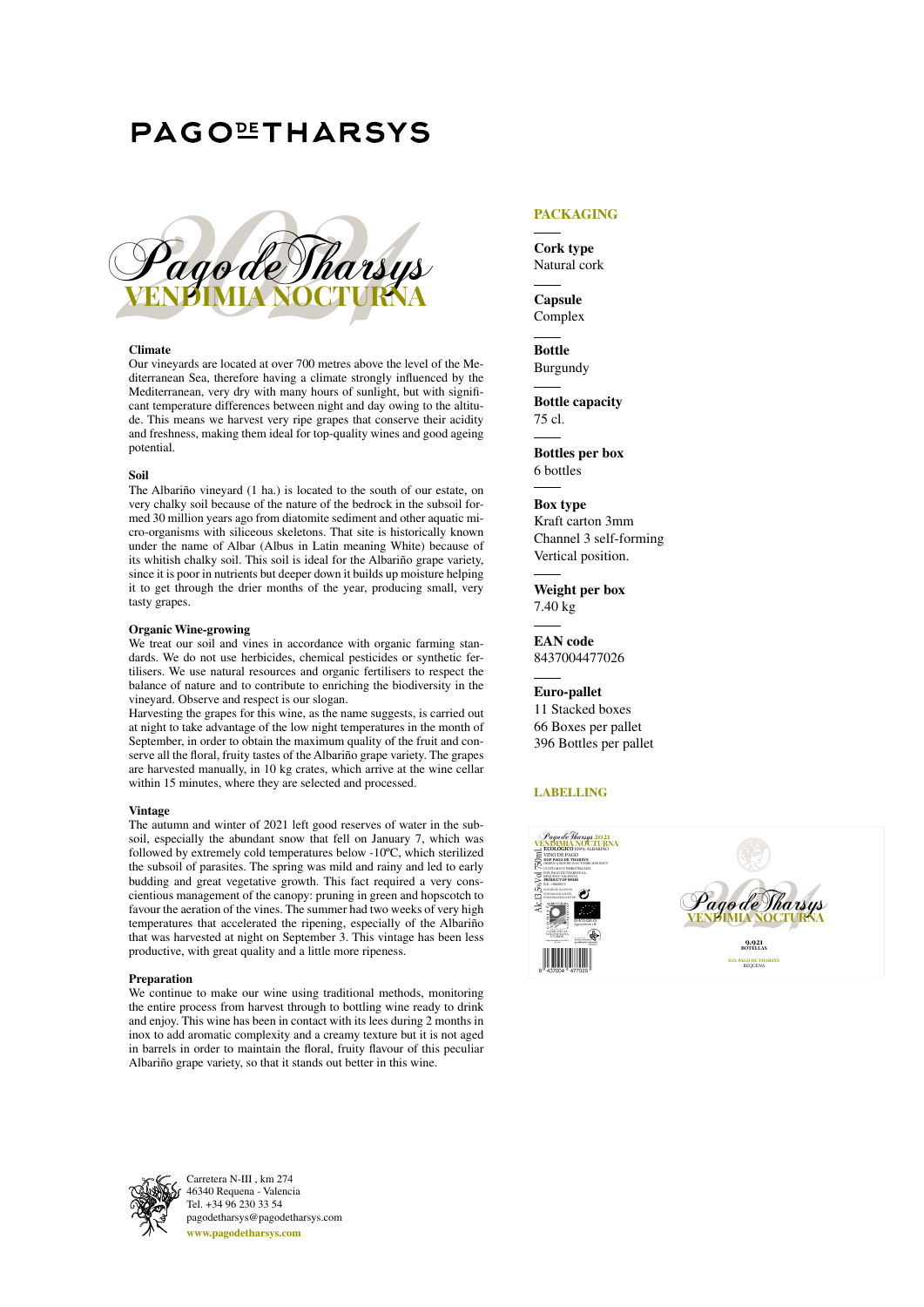# PAGO DE THARSYS

## Pago de Tharsys VENDIMIA NOCTURNA 2021

### Climate

Our vineyards are located at over 700 metres above the level of the Mediterranean Sea, therefore having a climate strongly influenced by the Mediterranean, very dry with many hours of sunlight, but with significant temperature differences between night and day owing to the altitude. This means we harvest very ripe grapes that conserve their acidity and freshness, making them ideal for top-quality wines and good ageing potential.

### Soil

The Albariño vineyard (1 ha.) is located to the south of our estate, on very chalky soil because of the nature of the bedrock in the subsoil formed 30 million years ago from diatomite sediment and other aquatic micro-organisms with siliceous skeletons. That site is historically known under the name of Albar (Albus in Latin meaning White) because of its whitish chalky soil. This soil is ideal for the Albariño grape variety, since it is poor in nutrients but deeper down it builds up moisture helping it to get through the drier months of the year, producing small, very tasty grapes.

### Organic Wine-growing

We treat our soil and vines in accordance with organic farming standards. We do not use herbicides, chemical pesticides or synthetic fertilisers. We use natural resources and organic fertilisers to respect the balance of nature and to contribute to enriching the biodiversity in the vineyard. Observe and respect is our slogan.

Harvesting the grapes for this wine, as the name suggests, is carried out at night to take advantage of the low night temperatures in the month of September, in order to obtain the maximum quality of the fruit and conserve all the floral, fruity tastes of the Albariño grape variety. The grapes are harvested manually, in 10 kg crates, which arrive at the wine cellar within 15 minutes, where they are selected and processed.

### Vintage

The autumn and winter of 2021 left good reserves of water in the subsoil, especially the abundant snow that fell on January 7, which was followed by extremely cold temperatures below -10ºC, which sterilized the subsoil of parasites. The spring was mild and rainy and led to early budding and great vegetative growth. This fact required a very conscientious management of the canopy: pruning in green and hopscotch to favour the aeration of the vines. The summer had two weeks of very high temperatures that accelerated the ripening, especially of the Albariño that was harvested at night on September 3. This vintage has been less productive, with great quality and a little more ripeness.

### Preparation

We continue to make our wine using traditional methods, monitoring the entire process from harvest through to bottling wine ready to drink and enjoy. This wine has been in contact with its lees during 2 months in inox to add aromatic complexity and a creamy texture but it is not aged in barrels in order to maintain the floral, fruity flavour of this peculiar Albariño grape variety, so that it stands out better in this wine.

## PACKAGING

**Cork type**
Natural cork

**Capsule**
Complex

**Bottle**
Burgundy

**Bottle capacity**
75 cl.

**Bottles per box**
6 bottles

**Box type**
Kraft carton 3mm
Channel 3 self-forming
Vertical position.

**Weight per box**
7.40 kg

**EAN code**
8437004477026

**Euro-pallet**
11 Stacked boxes
66 Boxes per pallet
396 Bottles per pallet

## LABELLING

Pago de Tharsys 2021 VENDIMIA NOCTURNA
ECOLÓGICO 100% ALBARIÑO
VINO DE PAGO
Alc. 13,5% Vol. 750 ml
8 437004 477026

Pago de Tharsys VENDIMIA NOCTURNA 2021
9.921 BOTELLAS
D.O. PAGO DE THARSYS
REQUENA

Carretera N-III , km 274
46340 Requena - Valencia
Tel. +34 96 230 33 54
pagodetharsys@pagodetharsys.com
www.pagodetharsys.com